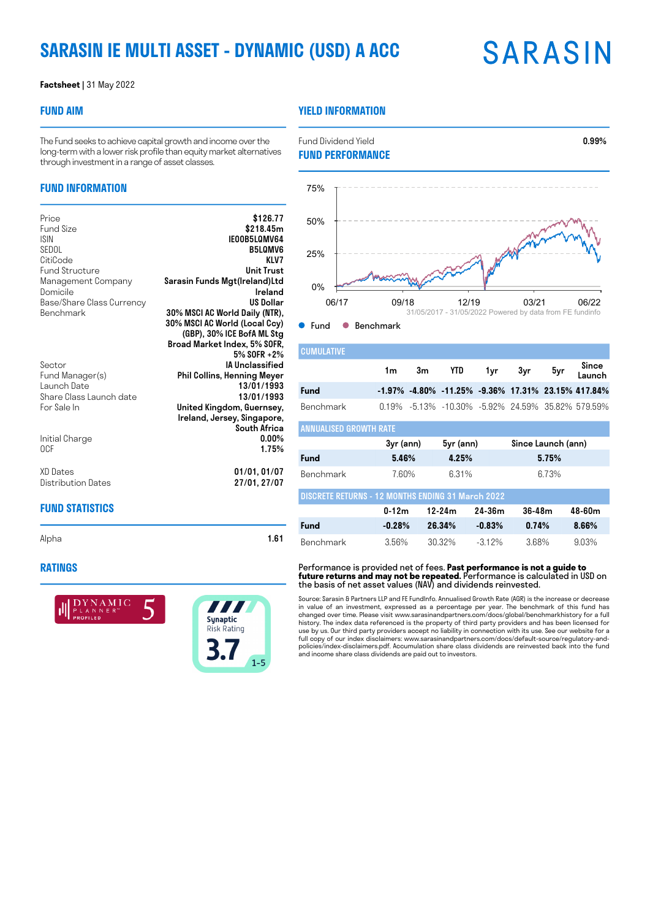# SARASIN IE MULTI ASSET - DYNAMIC (USD) A ACC

SARASIN

**Factsheet** | 31 May 2022

## FUND AIM

The Fund seeks to achieve capital growth and income over the long-term with a lower risk profile than equity market alternatives through investment in a range of asset classes.

## FUND INFORMATION

| | |
|---|---|
| Price | **$126.77** |
| Fund Size | **$218.45m** |
| ISIN | **IE00B5LQMV64** |
| SEDOL | **B5LQMV6** |
| CitiCode | **KLV7** |
| Fund Structure | **Unit Trust** |
| Management Company | **Sarasin Funds Mgt(Ireland)Ltd** |
| Domicile | **Ireland** |
| Base/Share Class Currency | **US Dollar** |
| Benchmark | **30% MSCI AC World Daily (NTR), 30% MSCI AC World (Local Ccy) (GBP), 30% ICE BofA ML Stg Broad Market Index, 5% SOFR, 5% SOFR +2%** |
| Sector | **IA Unclassified** |
| Fund Manager(s) | **Phil Collins, Henning Meyer** |
| Launch Date | **13/01/1993** |
| Share Class Launch date | **13/01/1993** |
| For Sale In | **United Kingdom, Guernsey, Ireland, Jersey, Singapore, South Africa** |
| Initial Charge | **0.00%** |
| OCF | **1.75%** |
| XD Dates | **01/01, 01/07** |
| Distribution Dates | **27/01, 27/07** |

## FUND STATISTICS

| | |
|---|---|
| Alpha | **1.61** |

## RATINGS

DYNAMIC PLANNER PROFILED 5

Synaptic Risk Rating 3.7 1-5

## YIELD INFORMATION

| | |
|---|---|
| Fund Dividend Yield | **0.99%** |

## FUND PERFORMANCE

31/05/2017 - 31/05/2022 Powered by data from FE fundinfo

● Fund ● Benchmark

### CUMULATIVE

| | 1m | 3m | YTD | 1yr | 3yr | 5yr | Since Launch |
|---|---|---|---|---|---|---|---|
| **Fund** | **-1.97%** | **-4.80%** | **-11.25%** | **-9.36%** | **17.31%** | **23.15%** | **417.84%** |
| Benchmark | 0.19% | -5.13% | -10.30% | -5.92% | 24.59% | 35.82% | 579.59% |

### ANNUALISED GROWTH RATE

| | 3yr (ann) | 5yr (ann) | Since Launch (ann) |
|---|---|---|---|
| **Fund** | **5.46%** | **4.25%** | **5.75%** |
| Benchmark | 7.60% | 6.31% | 6.73% |

### DISCRETE RETURNS - 12 MONTHS ENDING 31 March 2022

| | 0-12m | 12-24m | 24-36m | 36-48m | 48-60m |
|---|---|---|---|---|---|
| **Fund** | **-0.28%** | **26.34%** | **-0.83%** | **0.74%** | **8.66%** |
| Benchmark | 3.56% | 30.32% | -3.12% | 3.68% | 9.03% |

Performance is provided net of fees. **Past performance is not a guide to future returns and may not be repeated.** Performance is calculated in USD on the basis of net asset values (NAV) and dividends reinvested.

Source: Sarasin & Partners LLP and FE FundInfo. Annualised Growth Rate (AGR) is the increase or decrease in value of an investment, expressed as a percentage per year. The benchmark of this fund has changed over time. Please visit www.sarasinandpartners.com/docs/global/benchmarkhistory for a full history. The index data referenced is the property of third party providers and has been licensed for use by us. Our third party providers accept no liability in connection with its use. See our website for a full copy of our index disclaimers: www.sarasinandpartners.com/docs/default-source/regulatory-and-policies/index-disclaimers.pdf. Accumulation share class dividends are reinvested back into the fund and income share class dividends are paid out to investors.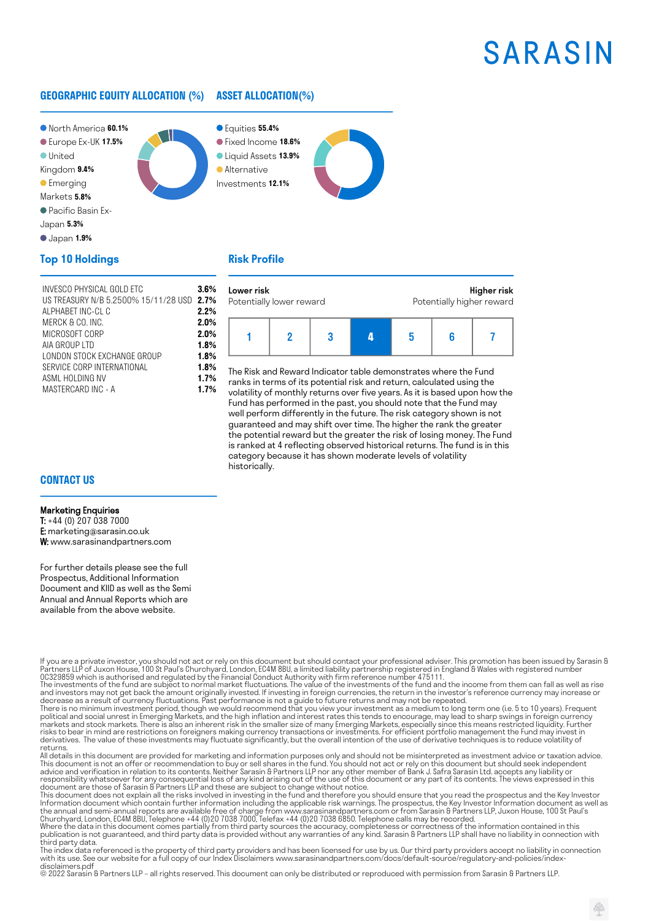# SARASIN

## GEOGRAPHIC EQUITY ALLOCATION (%)

- North America **60.1%**
- Europe Ex-UK **17.5%**
- United Kingdom **9.4%**
- Emerging Markets **5.8%**
- Pacific Basin Ex-Japan **5.3%**
- Japan **1.9%**

## ASSET ALLOCATION(%)

- Equities **55.4%**
- Fixed Income **18.6%**
- Liquid Assets **13.9%**
- Alternative Investments **12.1%**

## Top 10 Holdings

| | |
|---|---|
| INVESCO PHYSICAL GOLD ETC | **3.6%** |
| US TREASURY N/B 5.2500% 15/11/28 USD | **2.7%** |
| ALPHABET INC-CL C | **2.2%** |
| MERCK & CO. INC. | **2.0%** |
| MICROSOFT CORP | **2.0%** |
| AIA GROUP LTD | **1.8%** |
| LONDON STOCK EXCHANGE GROUP | **1.8%** |
| SERVICE CORP INTERNATIONAL | **1.8%** |
| ASML HOLDING NV | **1.7%** |
| MASTERCARD INC - A | **1.7%** |

## Risk Profile

**Lower risk** Potentially lower reward — **Higher risk** Potentially higher reward

| 1 | 2 | 3 | **4** | 5 | 6 | 7 |
|---|---|---|---|---|---|---|

The Risk and Reward Indicator table demonstrates where the Fund ranks in terms of its potential risk and return, calculated using the volatility of monthly returns over five years. As it is based upon how the Fund has performed in the past, you should note that the Fund may well perform differently in the future. The risk category shown is not guaranteed and may shift over time. The higher the rank the greater the potential reward but the greater the risk of losing money. The Fund is ranked at 4 reflecting observed historical returns. The fund is in this category because it has shown moderate levels of volatility historically.

## CONTACT US

**Marketing Enquiries**
**T:** +44 (0) 207 038 7000
**E:** marketing@sarasin.co.uk
**W:** www.sarasinandpartners.com

For further details please see the full Prospectus, Additional Information Document and KIID as well as the Semi Annual and Annual Reports which are available from the above website.

If you are a private investor, you should not act or rely on this document but should contact your professional adviser. This promotion has been issued by Sarasin & Partners LLP of Juxon House, 100 St Paul's Churchyard, London, EC4M 8BU, a limited liability partnership registered in England & Wales with registered number OC329859 which is authorised and regulated by the Financial Conduct Authority with firm reference number 475111.
The investments of the fund are subject to normal market fluctuations. The value of the investments of the fund and the income from them can fall as well as rise and investors may not get back the amount originally invested. If investing in foreign currencies, the return in the investor's reference currency may increase or decrease as a result of currency fluctuations. Past performance is not a guide to future returns and may not be repeated.
There is no minimum investment period, though we would recommend that you view your investment as a medium to long term one (i.e. 5 to 10 years). Frequent political and social unrest in Emerging Markets, and the high inflation and interest rates this tends to encourage, may lead to sharp swings in foreign currency markets and stock markets. There is also an inherent risk in the smaller size of many Emerging Markets, especially since this means restricted liquidity. Further risks to bear in mind are restrictions on foreigners making currency transactions or investments. For efficient portfolio management the Fund may invest in derivatives. The value of these investments may fluctuate significantly, but the overall intention of the use of derivative techniques is to reduce volatility of returns.
All details in this document are provided for marketing and information purposes only and should not be misinterpreted as investment advice or taxation advice. This document is not an offer or recommendation to buy or sell shares in the fund. You should not act or rely on this document but should seek independent advice and verification in relation to its contents. Neither Sarasin & Partners LLP nor any other member of Bank J. Safra Sarasin Ltd. accepts any liability or responsibility whatsoever for any consequential loss of any kind arising out of the use of this document or any part of its contents. The views expressed in this document are those of Sarasin & Partners LLP and these are subject to change without notice.
This document does not explain all the risks involved in investing in the fund and therefore you should ensure that you read the prospectus and the Key Investor Information document which contain further information including the applicable risk warnings. The prospectus, the Key Investor Information document as well as the annual and semi-annual reports are available free of charge from www.sarasinandpartners.com or from Sarasin & Partners LLP, Juxon House, 100 St Paul's Churchyard, London, EC4M 8BU, Telephone +44 (0)20 7038 7000, Telefax +44 (0)20 7038 6850. Telephone calls may be recorded.
Where the data in this document comes partially from third party sources the accuracy, completeness or correctness of the information contained in this publication is not guaranteed, and third party data is provided without any warranties of any kind. Sarasin & Partners LLP shall have no liability in connection with third party data.
The index data referenced is the property of third party providers and has been licensed for use by us. Our third party providers accept no liability in connection with its use. See our website for a full copy of our Index Disclaimers www.sarasinandpartners.com/docs/default-source/regulatory-and-policies/index-disclaimers.pdf
© 2022 Sarasin & Partners LLP – all rights reserved. This document can only be distributed or reproduced with permission from Sarasin & Partners LLP.